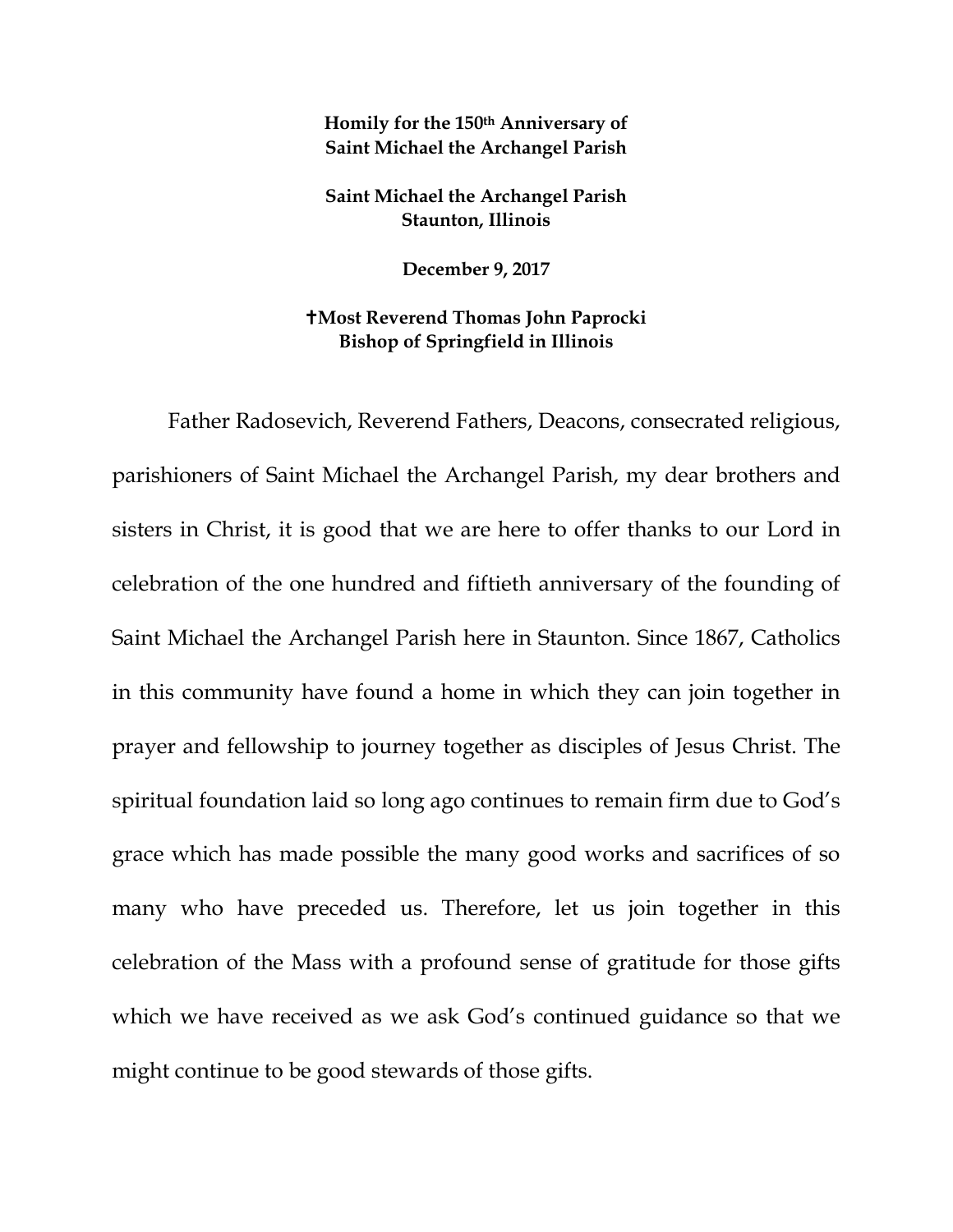**Homily for the 150th Anniversary of Saint Michael the Archangel Parish**

**Saint Michael the Archangel Parish**
**Staunton, Illinois**

**December 9, 2017**

**✝Most Reverend Thomas John Paprocki**
**Bishop of Springfield in Illinois**

Father Radosevich, Reverend Fathers, Deacons, consecrated religious, parishioners of Saint Michael the Archangel Parish, my dear brothers and sisters in Christ, it is good that we are here to offer thanks to our Lord in celebration of the one hundred and fiftieth anniversary of the founding of Saint Michael the Archangel Parish here in Staunton. Since 1867, Catholics in this community have found a home in which they can join together in prayer and fellowship to journey together as disciples of Jesus Christ. The spiritual foundation laid so long ago continues to remain firm due to God's grace which has made possible the many good works and sacrifices of so many who have preceded us. Therefore, let us join together in this celebration of the Mass with a profound sense of gratitude for those gifts which we have received as we ask God's continued guidance so that we might continue to be good stewards of those gifts.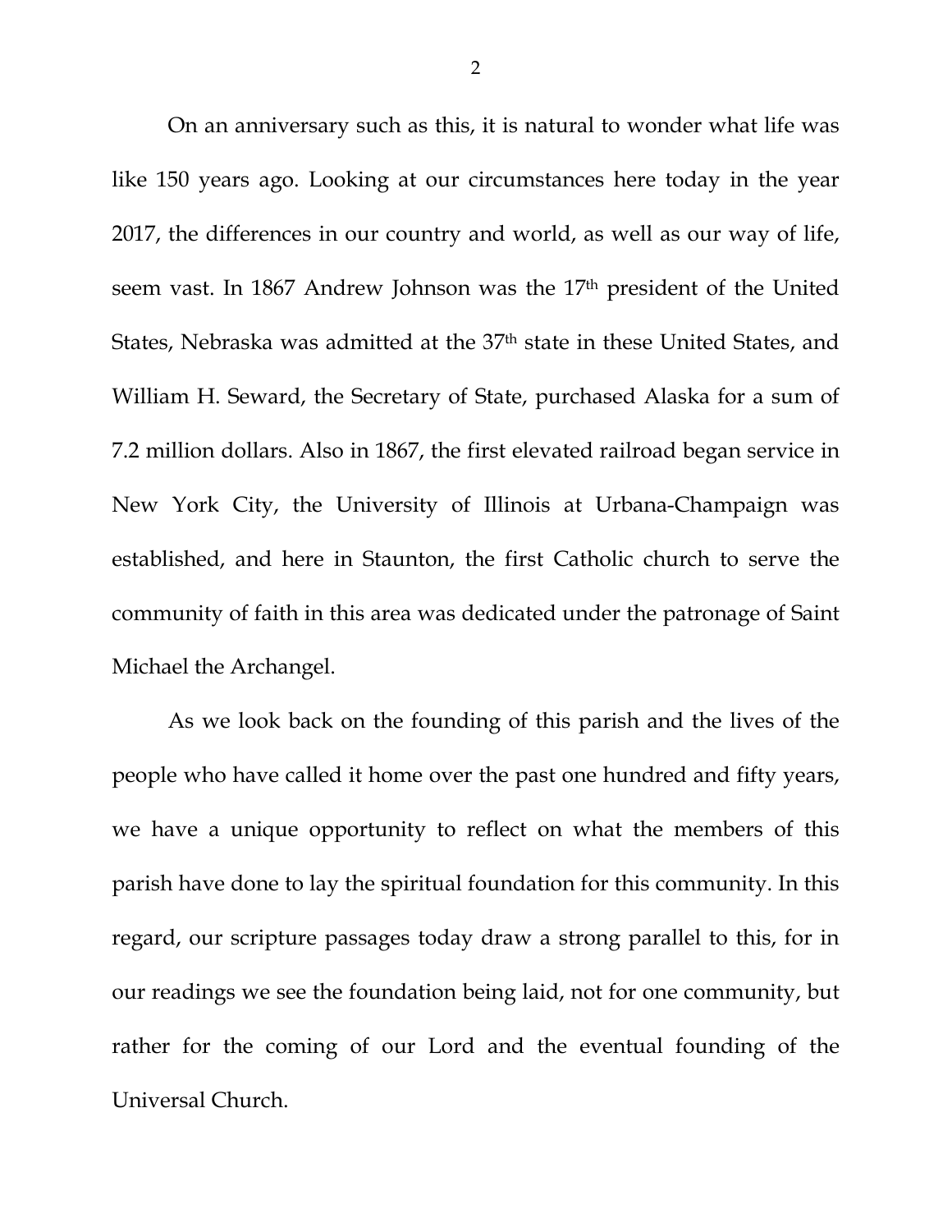On an anniversary such as this, it is natural to wonder what life was like 150 years ago. Looking at our circumstances here today in the year 2017, the differences in our country and world, as well as our way of life, seem vast. In 1867 Andrew Johnson was the 17th president of the United States, Nebraska was admitted at the 37th state in these United States, and William H. Seward, the Secretary of State, purchased Alaska for a sum of 7.2 million dollars. Also in 1867, the first elevated railroad began service in New York City, the University of Illinois at Urbana-Champaign was established, and here in Staunton, the first Catholic church to serve the community of faith in this area was dedicated under the patronage of Saint Michael the Archangel.

As we look back on the founding of this parish and the lives of the people who have called it home over the past one hundred and fifty years, we have a unique opportunity to reflect on what the members of this parish have done to lay the spiritual foundation for this community. In this regard, our scripture passages today draw a strong parallel to this, for in our readings we see the foundation being laid, not for one community, but rather for the coming of our Lord and the eventual founding of the Universal Church.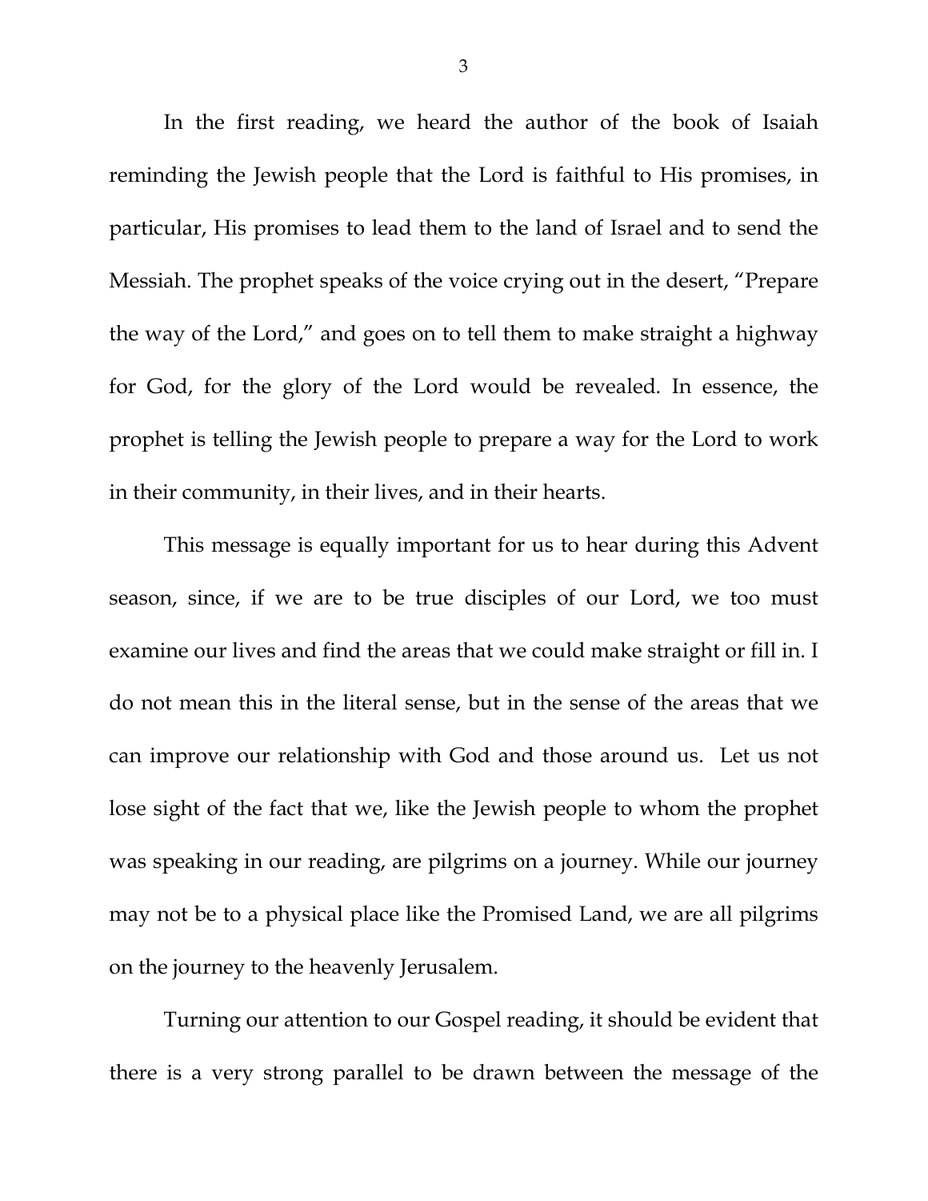In the first reading, we heard the author of the book of Isaiah reminding the Jewish people that the Lord is faithful to His promises, in particular, His promises to lead them to the land of Israel and to send the Messiah. The prophet speaks of the voice crying out in the desert, "Prepare the way of the Lord," and goes on to tell them to make straight a highway for God, for the glory of the Lord would be revealed. In essence, the prophet is telling the Jewish people to prepare a way for the Lord to work in their community, in their lives, and in their hearts.

This message is equally important for us to hear during this Advent season, since, if we are to be true disciples of our Lord, we too must examine our lives and find the areas that we could make straight or fill in. I do not mean this in the literal sense, but in the sense of the areas that we can improve our relationship with God and those around us.  Let us not lose sight of the fact that we, like the Jewish people to whom the prophet was speaking in our reading, are pilgrims on a journey. While our journey may not be to a physical place like the Promised Land, we are all pilgrims on the journey to the heavenly Jerusalem.

Turning our attention to our Gospel reading, it should be evident that there is a very strong parallel to be drawn between the message of the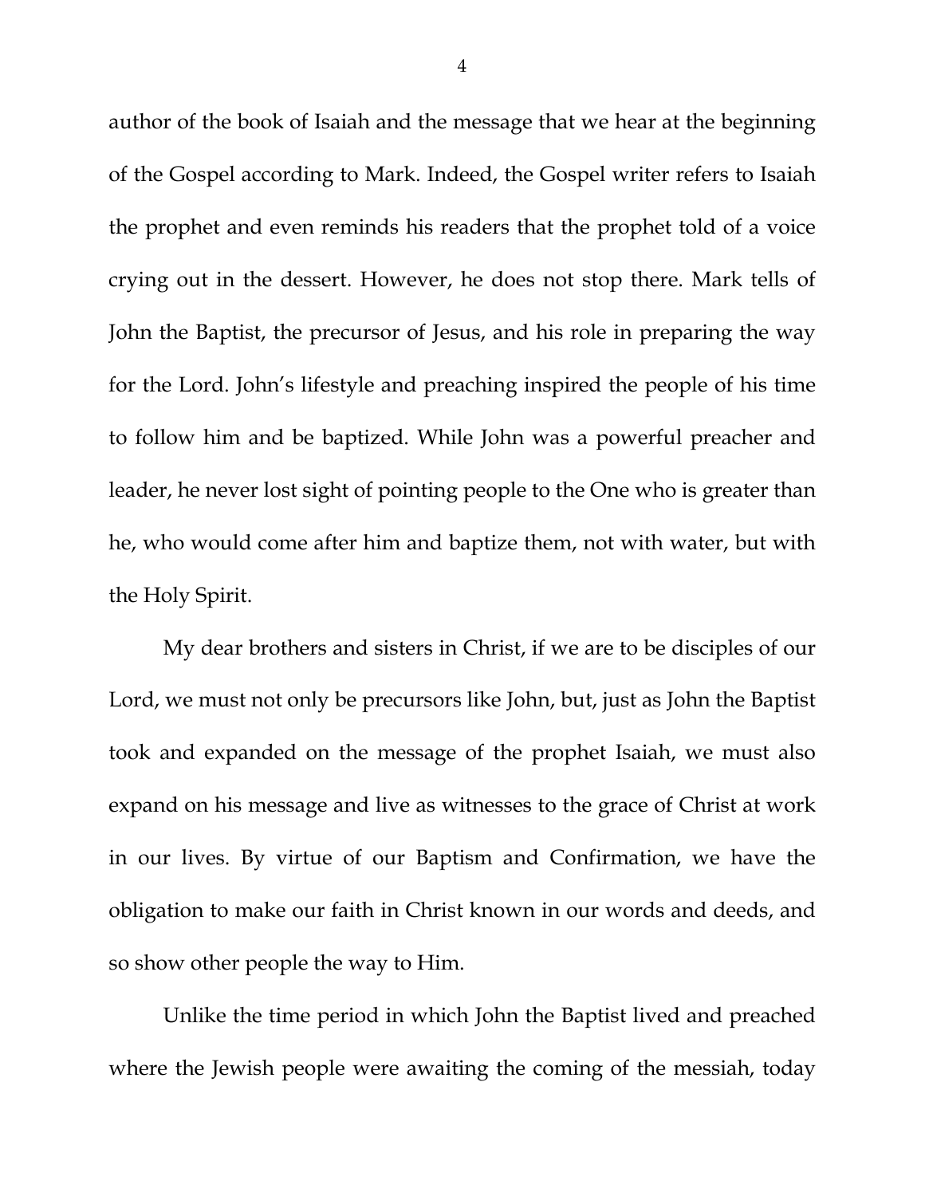author of the book of Isaiah and the message that we hear at the beginning of the Gospel according to Mark. Indeed, the Gospel writer refers to Isaiah the prophet and even reminds his readers that the prophet told of a voice crying out in the dessert. However, he does not stop there. Mark tells of John the Baptist, the precursor of Jesus, and his role in preparing the way for the Lord. John's lifestyle and preaching inspired the people of his time to follow him and be baptized. While John was a powerful preacher and leader, he never lost sight of pointing people to the One who is greater than he, who would come after him and baptize them, not with water, but with the Holy Spirit.

My dear brothers and sisters in Christ, if we are to be disciples of our Lord, we must not only be precursors like John, but, just as John the Baptist took and expanded on the message of the prophet Isaiah, we must also expand on his message and live as witnesses to the grace of Christ at work in our lives. By virtue of our Baptism and Confirmation, we have the obligation to make our faith in Christ known in our words and deeds, and so show other people the way to Him.

Unlike the time period in which John the Baptist lived and preached where the Jewish people were awaiting the coming of the messiah, today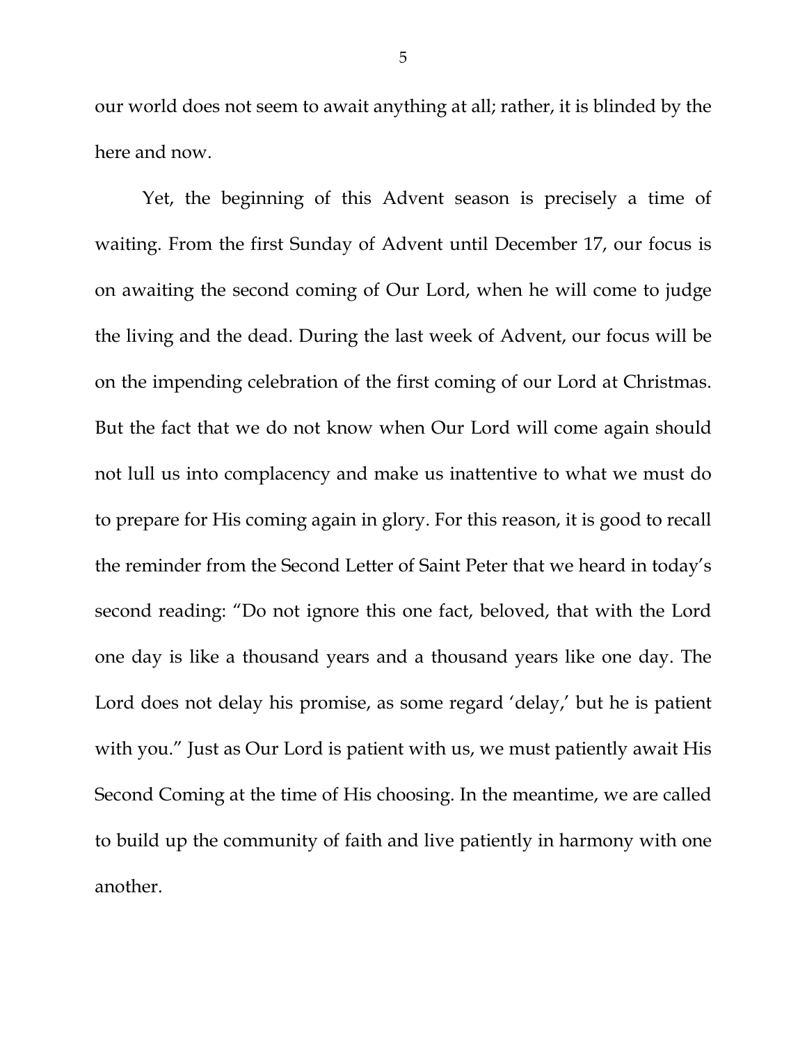our world does not seem to await anything at all; rather, it is blinded by the here and now.

Yet, the beginning of this Advent season is precisely a time of waiting. From the first Sunday of Advent until December 17, our focus is on awaiting the second coming of Our Lord, when he will come to judge the living and the dead. During the last week of Advent, our focus will be on the impending celebration of the first coming of our Lord at Christmas. But the fact that we do not know when Our Lord will come again should not lull us into complacency and make us inattentive to what we must do to prepare for His coming again in glory. For this reason, it is good to recall the reminder from the Second Letter of Saint Peter that we heard in today's second reading: "Do not ignore this one fact, beloved, that with the Lord one day is like a thousand years and a thousand years like one day. The Lord does not delay his promise, as some regard 'delay,' but he is patient with you." Just as Our Lord is patient with us, we must patiently await His Second Coming at the time of His choosing. In the meantime, we are called to build up the community of faith and live patiently in harmony with one another.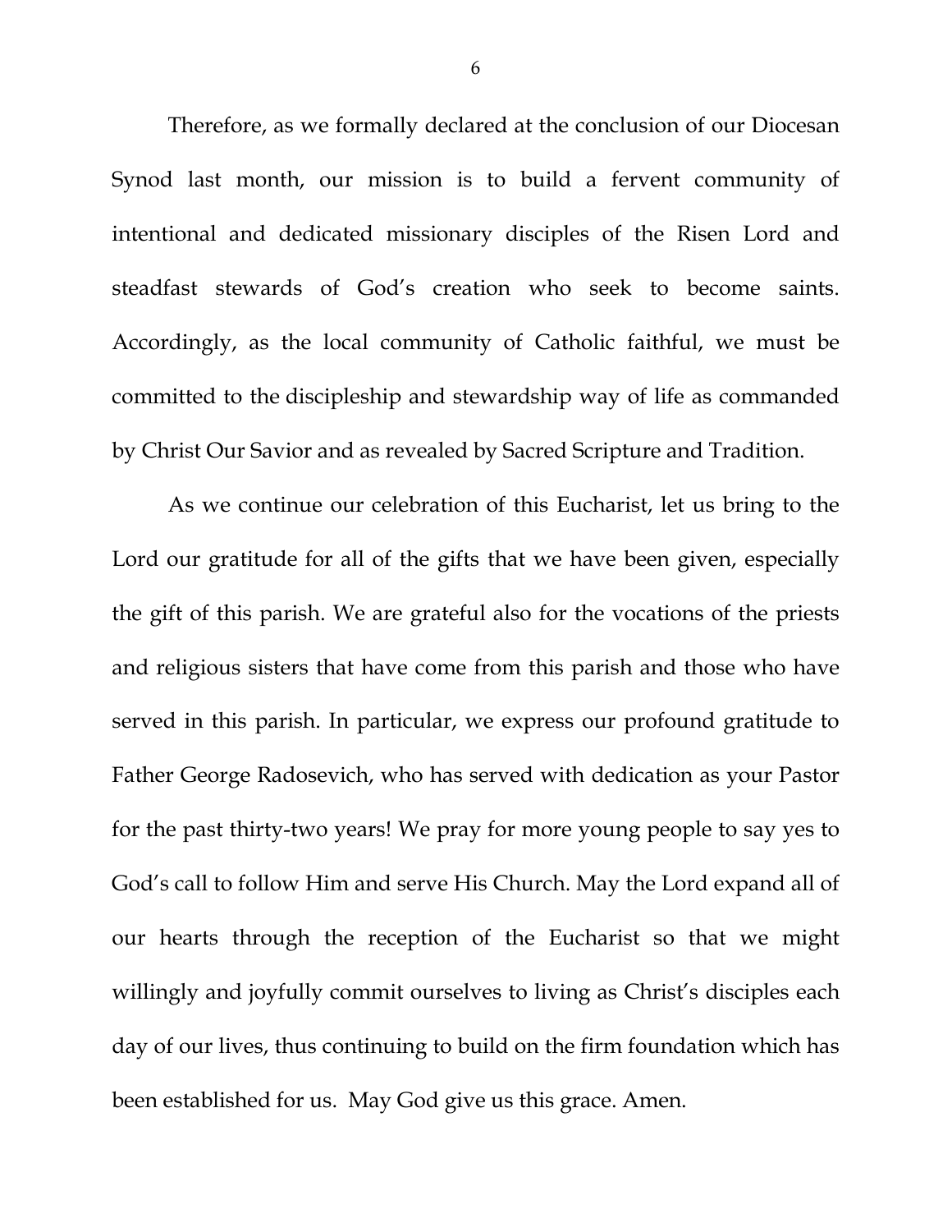Therefore, as we formally declared at the conclusion of our Diocesan Synod last month, our mission is to build a fervent community of intentional and dedicated missionary disciples of the Risen Lord and steadfast stewards of God's creation who seek to become saints. Accordingly, as the local community of Catholic faithful, we must be committed to the discipleship and stewardship way of life as commanded by Christ Our Savior and as revealed by Sacred Scripture and Tradition.

As we continue our celebration of this Eucharist, let us bring to the Lord our gratitude for all of the gifts that we have been given, especially the gift of this parish. We are grateful also for the vocations of the priests and religious sisters that have come from this parish and those who have served in this parish. In particular, we express our profound gratitude to Father George Radosevich, who has served with dedication as your Pastor for the past thirty-two years! We pray for more young people to say yes to God's call to follow Him and serve His Church. May the Lord expand all of our hearts through the reception of the Eucharist so that we might willingly and joyfully commit ourselves to living as Christ's disciples each day of our lives, thus continuing to build on the firm foundation which has been established for us. May God give us this grace. Amen.